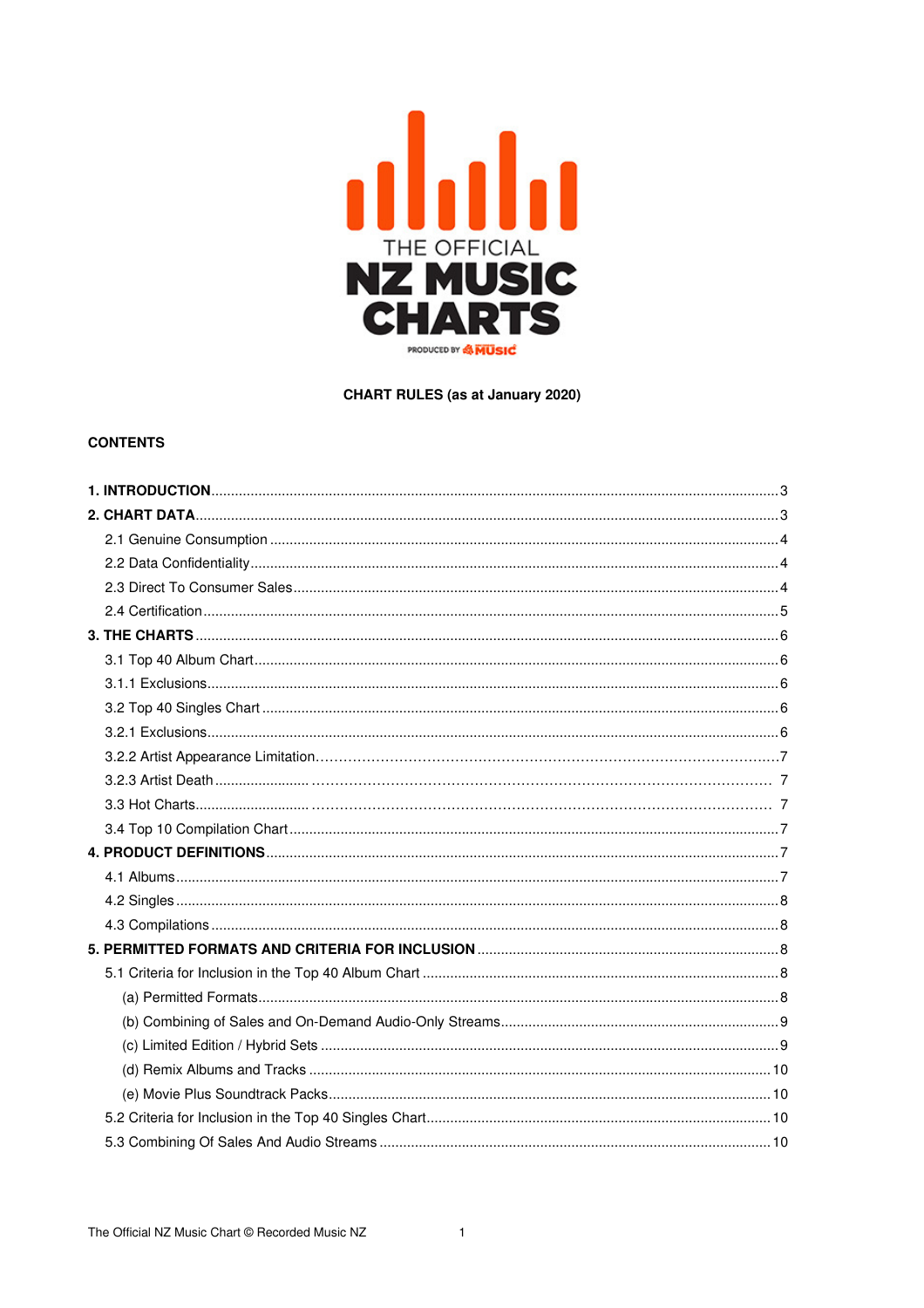THE OFFICIAL
# NZ MUSIC CHARTS

PRODUCED BY RECORDED MUSIC

**CHART RULES (as at January 2020)**

## CONTENTS

**1. INTRODUCTION** .......... 3

**2. CHART DATA** .......... 3

- 2.1 Genuine Consumption .......... 4
- 2.2 Data Confidentiality .......... 4
- 2.3 Direct To Consumer Sales .......... 4
- 2.4 Certification .......... 5

**3. THE CHARTS** .......... 6

- 3.1 Top 40 Album Chart .......... 6
- 3.1.1 Exclusions .......... 6
- 3.2 Top 40 Singles Chart .......... 6
- 3.2.1 Exclusions .......... 6
- 3.2.2 Artist Appearance Limitation .......... 7
- 3.2.3 Artist Death .......... 7
- 3.3 Hot Charts .......... 7
- 3.4 Top 10 Compilation Chart .......... 7

**4. PRODUCT DEFINITIONS** .......... 7

- 4.1 Albums .......... 7
- 4.2 Singles .......... 8
- 4.3 Compilations .......... 8

**5. PERMITTED FORMATS AND CRITERIA FOR INCLUSION** .......... 8

- 5.1 Criteria for Inclusion in the Top 40 Album Chart .......... 8
  - (a) Permitted Formats .......... 8
  - (b) Combining of Sales and On-Demand Audio-Only Streams .......... 9
  - (c) Limited Edition / Hybrid Sets .......... 9
  - (d) Remix Albums and Tracks .......... 10
  - (e) Movie Plus Soundtrack Packs .......... 10
- 5.2 Criteria for Inclusion in the Top 40 Singles Chart .......... 10
- 5.3 Combining Of Sales And Audio Streams .......... 10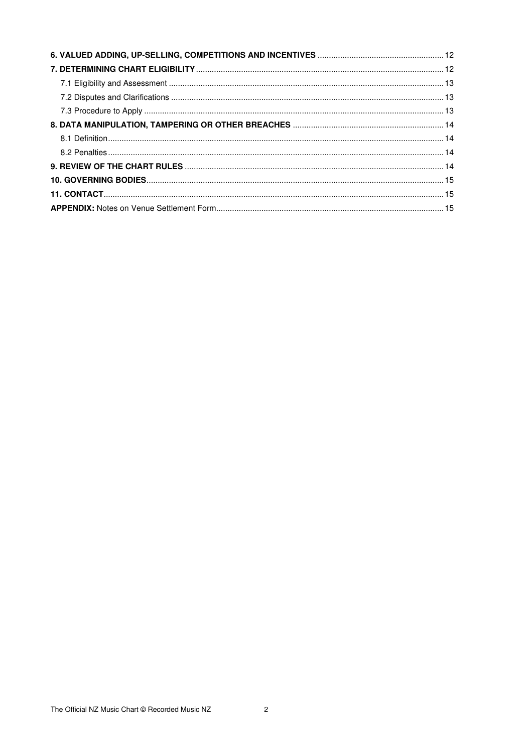**6. VALUED ADDING, UP-SELLING, COMPETITIONS AND INCENTIVES** ........................................................ 12

**7. DETERMINING CHART ELIGIBILITY** ............................................................................................................. 12

7.1 Eligibility and Assessment ......................................................................................................................... 13

7.2 Disputes and Clarifications ........................................................................................................................ 13

7.3 Procedure to Apply ..................................................................................................................................... 13

**8. DATA MANIPULATION, TAMPERING OR OTHER BREACHES** ................................................................... 14

8.1 Definition ..................................................................................................................................................... 14

8.2 Penalties ..................................................................................................................................................... 14

**9. REVIEW OF THE CHART RULES** .................................................................................................................. 14

**10. GOVERNING BODIES** ................................................................................................................................... 15

**11. CONTACT** ...................................................................................................................................................... 15

**APPENDIX:** Notes on Venue Settlement Form .................................................................................................... 15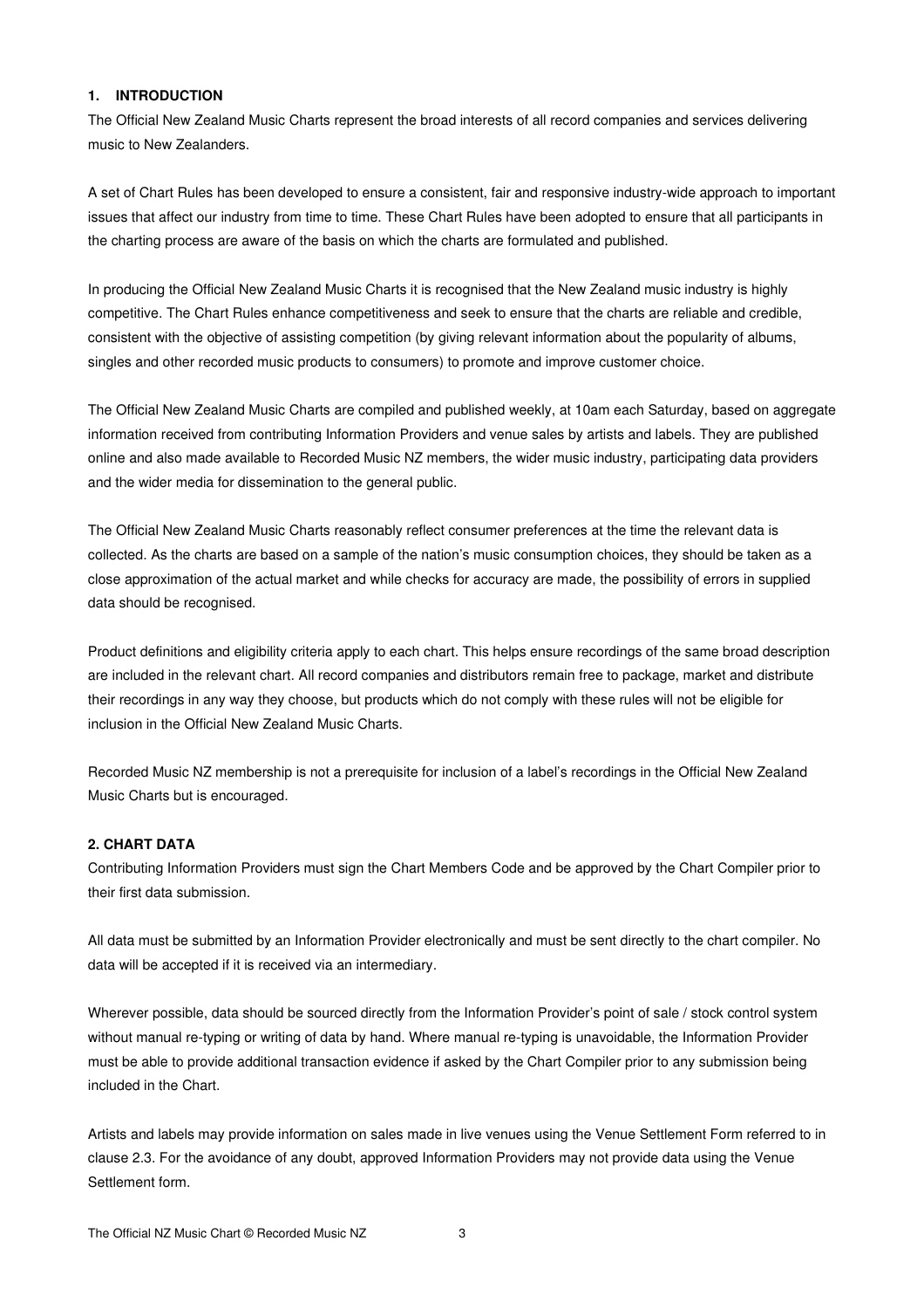## 1. INTRODUCTION

The Official New Zealand Music Charts represent the broad interests of all record companies and services delivering music to New Zealanders.

A set of Chart Rules has been developed to ensure a consistent, fair and responsive industry-wide approach to important issues that affect our industry from time to time. These Chart Rules have been adopted to ensure that all participants in the charting process are aware of the basis on which the charts are formulated and published.

In producing the Official New Zealand Music Charts it is recognised that the New Zealand music industry is highly competitive. The Chart Rules enhance competitiveness and seek to ensure that the charts are reliable and credible, consistent with the objective of assisting competition (by giving relevant information about the popularity of albums, singles and other recorded music products to consumers) to promote and improve customer choice.

The Official New Zealand Music Charts are compiled and published weekly, at 10am each Saturday, based on aggregate information received from contributing Information Providers and venue sales by artists and labels. They are published online and also made available to Recorded Music NZ members, the wider music industry, participating data providers and the wider media for dissemination to the general public.

The Official New Zealand Music Charts reasonably reflect consumer preferences at the time the relevant data is collected. As the charts are based on a sample of the nation's music consumption choices, they should be taken as a close approximation of the actual market and while checks for accuracy are made, the possibility of errors in supplied data should be recognised.

Product definitions and eligibility criteria apply to each chart. This helps ensure recordings of the same broad description are included in the relevant chart. All record companies and distributors remain free to package, market and distribute their recordings in any way they choose, but products which do not comply with these rules will not be eligible for inclusion in the Official New Zealand Music Charts.

Recorded Music NZ membership is not a prerequisite for inclusion of a label's recordings in the Official New Zealand Music Charts but is encouraged.

## 2. CHART DATA

Contributing Information Providers must sign the Chart Members Code and be approved by the Chart Compiler prior to their first data submission.

All data must be submitted by an Information Provider electronically and must be sent directly to the chart compiler. No data will be accepted if it is received via an intermediary.

Wherever possible, data should be sourced directly from the Information Provider's point of sale / stock control system without manual re-typing or writing of data by hand. Where manual re-typing is unavoidable, the Information Provider must be able to provide additional transaction evidence if asked by the Chart Compiler prior to any submission being included in the Chart.

Artists and labels may provide information on sales made in live venues using the Venue Settlement Form referred to in clause 2.3. For the avoidance of any doubt, approved Information Providers may not provide data using the Venue Settlement form.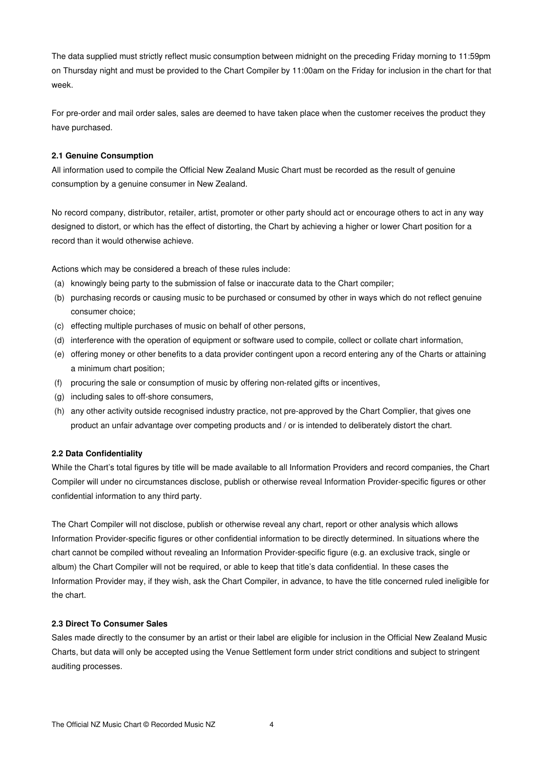The data supplied must strictly reflect music consumption between midnight on the preceding Friday morning to 11:59pm on Thursday night and must be provided to the Chart Compiler by 11:00am on the Friday for inclusion in the chart for that week.

For pre-order and mail order sales, sales are deemed to have taken place when the customer receives the product they have purchased.

### 2.1 Genuine Consumption

All information used to compile the Official New Zealand Music Chart must be recorded as the result of genuine consumption by a genuine consumer in New Zealand.

No record company, distributor, retailer, artist, promoter or other party should act or encourage others to act in any way designed to distort, or which has the effect of distorting, the Chart by achieving a higher or lower Chart position for a record than it would otherwise achieve.

Actions which may be considered a breach of these rules include:

(a) knowingly being party to the submission of false or inaccurate data to the Chart compiler;
(b) purchasing records or causing music to be purchased or consumed by other in ways which do not reflect genuine consumer choice;
(c) effecting multiple purchases of music on behalf of other persons,
(d) interference with the operation of equipment or software used to compile, collect or collate chart information,
(e) offering money or other benefits to a data provider contingent upon a record entering any of the Charts or attaining a minimum chart position;
(f) procuring the sale or consumption of music by offering non-related gifts or incentives,
(g) including sales to off-shore consumers,
(h) any other activity outside recognised industry practice, not pre-approved by the Chart Complier, that gives one product an unfair advantage over competing products and / or is intended to deliberately distort the chart.

### 2.2 Data Confidentiality

While the Chart's total figures by title will be made available to all Information Providers and record companies, the Chart Compiler will under no circumstances disclose, publish or otherwise reveal Information Provider-specific figures or other confidential information to any third party.

The Chart Compiler will not disclose, publish or otherwise reveal any chart, report or other analysis which allows Information Provider-specific figures or other confidential information to be directly determined. In situations where the chart cannot be compiled without revealing an Information Provider-specific figure (e.g. an exclusive track, single or album) the Chart Compiler will not be required, or able to keep that title's data confidential. In these cases the Information Provider may, if they wish, ask the Chart Compiler, in advance, to have the title concerned ruled ineligible for the chart.

### 2.3 Direct To Consumer Sales

Sales made directly to the consumer by an artist or their label are eligible for inclusion in the Official New Zealand Music Charts, but data will only be accepted using the Venue Settlement form under strict conditions and subject to stringent auditing processes.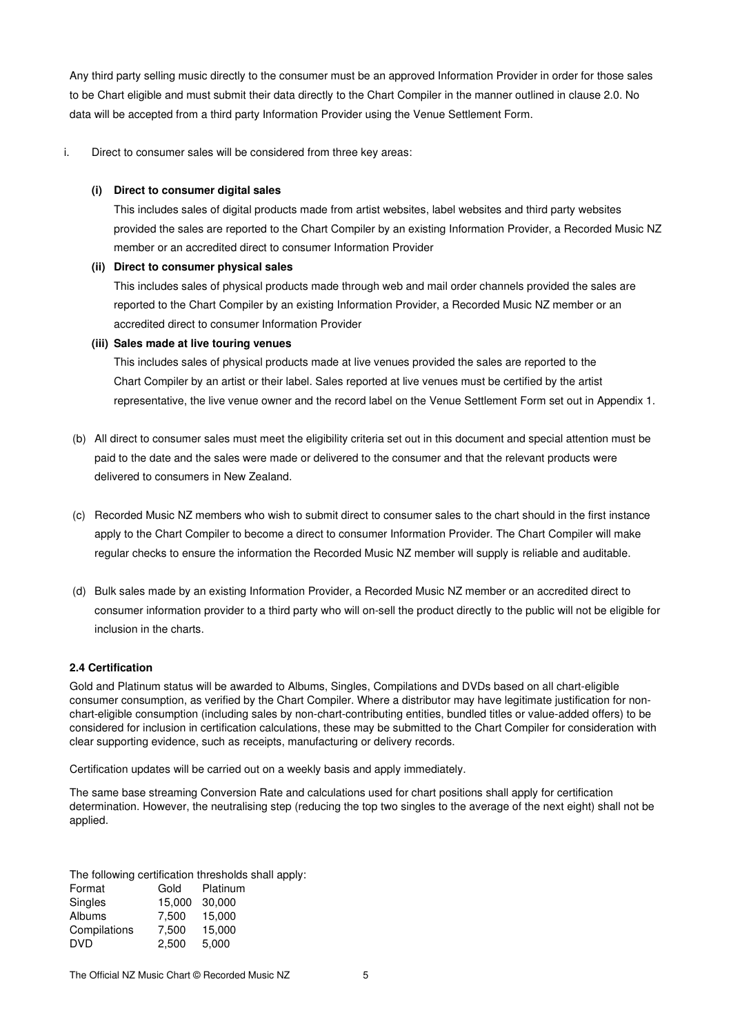Any third party selling music directly to the consumer must be an approved Information Provider in order for those sales to be Chart eligible and must submit their data directly to the Chart Compiler in the manner outlined in clause 2.0. No data will be accepted from a third party Information Provider using the Venue Settlement Form.

i. Direct to consumer sales will be considered from three key areas:

**(i) Direct to consumer digital sales**

This includes sales of digital products made from artist websites, label websites and third party websites provided the sales are reported to the Chart Compiler by an existing Information Provider, a Recorded Music NZ member or an accredited direct to consumer Information Provider

**(ii) Direct to consumer physical sales**

This includes sales of physical products made through web and mail order channels provided the sales are reported to the Chart Compiler by an existing Information Provider, a Recorded Music NZ member or an accredited direct to consumer Information Provider

**(iii) Sales made at live touring venues**

This includes sales of physical products made at live venues provided the sales are reported to the Chart Compiler by an artist or their label. Sales reported at live venues must be certified by the artist representative, the live venue owner and the record label on the Venue Settlement Form set out in Appendix 1.

(b) All direct to consumer sales must meet the eligibility criteria set out in this document and special attention must be paid to the date and the sales were made or delivered to the consumer and that the relevant products were delivered to consumers in New Zealand.

(c) Recorded Music NZ members who wish to submit direct to consumer sales to the chart should in the first instance apply to the Chart Compiler to become a direct to consumer Information Provider. The Chart Compiler will make regular checks to ensure the information the Recorded Music NZ member will supply is reliable and auditable.

(d) Bulk sales made by an existing Information Provider, a Recorded Music NZ member or an accredited direct to consumer information provider to a third party who will on-sell the product directly to the public will not be eligible for inclusion in the charts.

### 2.4 Certification

Gold and Platinum status will be awarded to Albums, Singles, Compilations and DVDs based on all chart-eligible consumer consumption, as verified by the Chart Compiler. Where a distributor may have legitimate justification for non-chart-eligible consumption (including sales by non-chart-contributing entities, bundled titles or value-added offers) to be considered for inclusion in certification calculations, these may be submitted to the Chart Compiler for consideration with clear supporting evidence, such as receipts, manufacturing or delivery records.

Certification updates will be carried out on a weekly basis and apply immediately.

The same base streaming Conversion Rate and calculations used for chart positions shall apply for certification determination. However, the neutralising step (reducing the top two singles to the average of the next eight) shall not be applied.

The following certification thresholds shall apply:

| Format | Gold | Platinum |
|---|---|---|
| Singles | 15,000 | 30,000 |
| Albums | 7,500 | 15,000 |
| Compilations | 7,500 | 15,000 |
| DVD | 2,500 | 5,000 |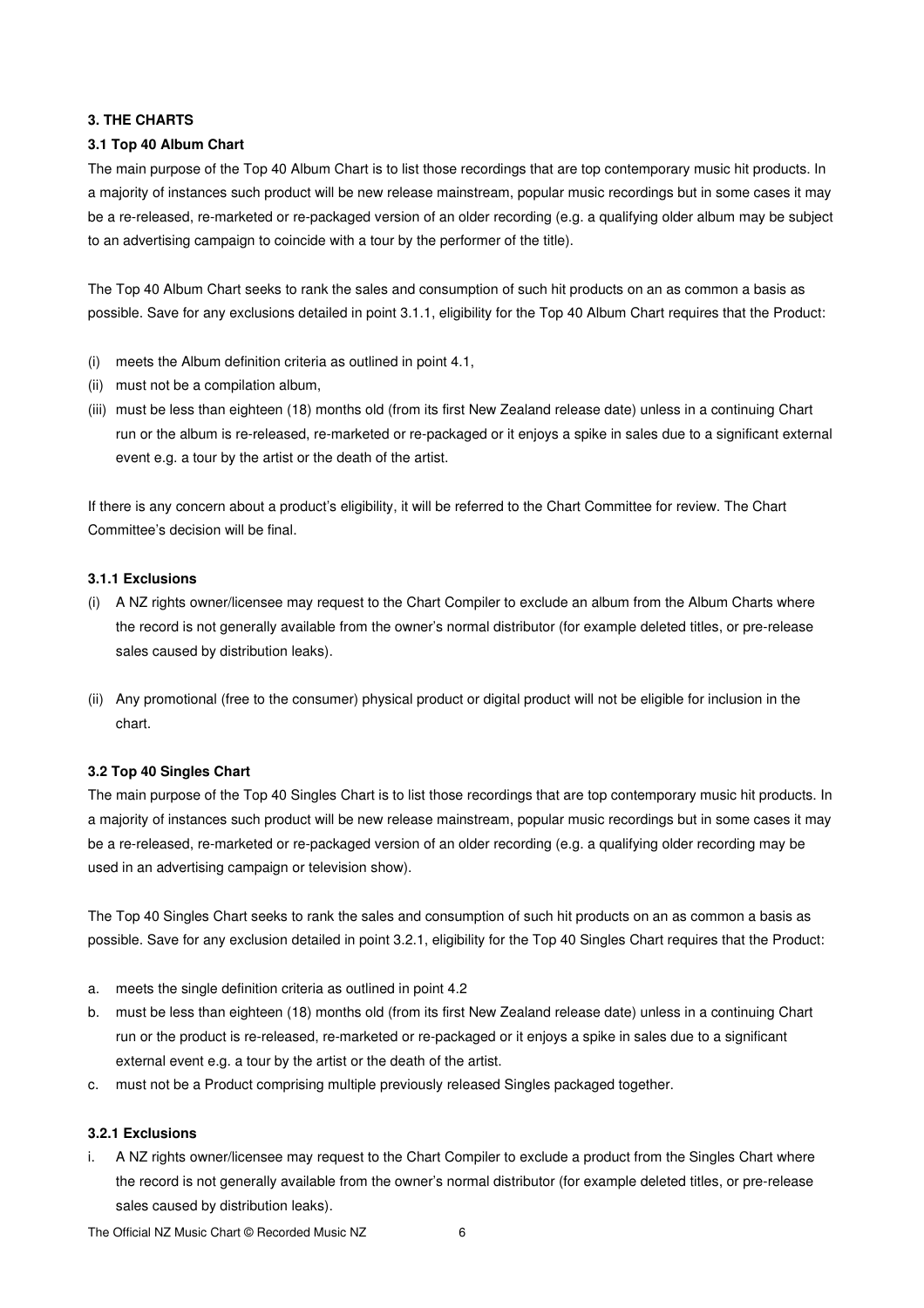### 3. THE CHARTS

#### 3.1 Top 40 Album Chart

The main purpose of the Top 40 Album Chart is to list those recordings that are top contemporary music hit products. In a majority of instances such product will be new release mainstream, popular music recordings but in some cases it may be a re-released, re-marketed or re-packaged version of an older recording (e.g. a qualifying older album may be subject to an advertising campaign to coincide with a tour by the performer of the title).

The Top 40 Album Chart seeks to rank the sales and consumption of such hit products on an as common a basis as possible. Save for any exclusions detailed in point 3.1.1, eligibility for the Top 40 Album Chart requires that the Product:

(i) meets the Album definition criteria as outlined in point 4.1,
(ii) must not be a compilation album,
(iii) must be less than eighteen (18) months old (from its first New Zealand release date) unless in a continuing Chart run or the album is re-released, re-marketed or re-packaged or it enjoys a spike in sales due to a significant external event e.g. a tour by the artist or the death of the artist.

If there is any concern about a product's eligibility, it will be referred to the Chart Committee for review. The Chart Committee's decision will be final.

#### 3.1.1 Exclusions

(i) A NZ rights owner/licensee may request to the Chart Compiler to exclude an album from the Album Charts where the record is not generally available from the owner's normal distributor (for example deleted titles, or pre-release sales caused by distribution leaks).

(ii) Any promotional (free to the consumer) physical product or digital product will not be eligible for inclusion in the chart.

#### 3.2 Top 40 Singles Chart

The main purpose of the Top 40 Singles Chart is to list those recordings that are top contemporary music hit products. In a majority of instances such product will be new release mainstream, popular music recordings but in some cases it may be a re-released, re-marketed or re-packaged version of an older recording (e.g. a qualifying older recording may be used in an advertising campaign or television show).

The Top 40 Singles Chart seeks to rank the sales and consumption of such hit products on an as common a basis as possible. Save for any exclusion detailed in point 3.2.1, eligibility for the Top 40 Singles Chart requires that the Product:

a. meets the single definition criteria as outlined in point 4.2
b. must be less than eighteen (18) months old (from its first New Zealand release date) unless in a continuing Chart run or the product is re-released, re-marketed or re-packaged or it enjoys a spike in sales due to a significant external event e.g. a tour by the artist or the death of the artist.
c. must not be a Product comprising multiple previously released Singles packaged together.

#### 3.2.1 Exclusions

i. A NZ rights owner/licensee may request to the Chart Compiler to exclude a product from the Singles Chart where the record is not generally available from the owner's normal distributor (for example deleted titles, or pre-release sales caused by distribution leaks).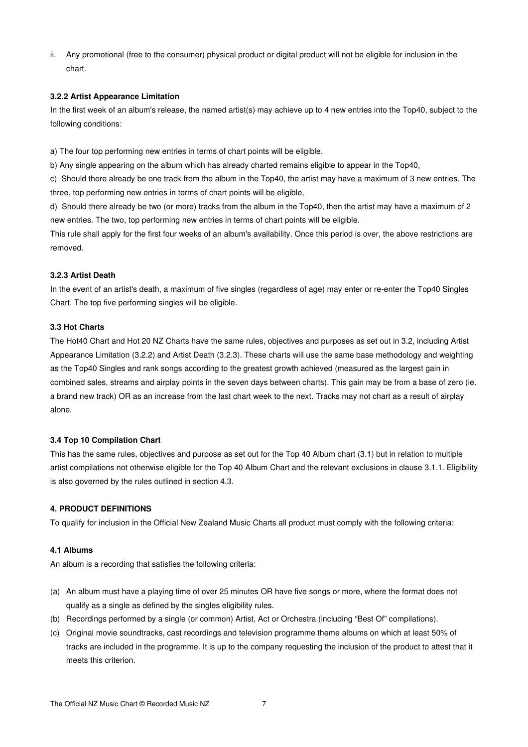ii. Any promotional (free to the consumer) physical product or digital product will not be eligible for inclusion in the chart.

#### 3.2.2 Artist Appearance Limitation

In the first week of an album's release, the named artist(s) may achieve up to 4 new entries into the Top40, subject to the following conditions:

a) The four top performing new entries in terms of chart points will be eligible.

b) Any single appearing on the album which has already charted remains eligible to appear in the Top40,

c) Should there already be one track from the album in the Top40, the artist may have a maximum of 3 new entries. The three, top performing new entries in terms of chart points will be eligible,

d) Should there already be two (or more) tracks from the album in the Top40, then the artist may have a maximum of 2 new entries. The two, top performing new entries in terms of chart points will be eligible.

This rule shall apply for the first four weeks of an album's availability. Once this period is over, the above restrictions are removed.

#### 3.2.3 Artist Death

In the event of an artist's death, a maximum of five singles (regardless of age) may enter or re-enter the Top40 Singles Chart. The top five performing singles will be eligible.

### 3.3 Hot Charts

The Hot40 Chart and Hot 20 NZ Charts have the same rules, objectives and purposes as set out in 3.2, including Artist Appearance Limitation (3.2.2) and Artist Death (3.2.3). These charts will use the same base methodology and weighting as the Top40 Singles and rank songs according to the greatest growth achieved (measured as the largest gain in combined sales, streams and airplay points in the seven days between charts). This gain may be from a base of zero (ie. a brand new track) OR as an increase from the last chart week to the next. Tracks may not chart as a result of airplay alone.

### 3.4 Top 10 Compilation Chart

This has the same rules, objectives and purpose as set out for the Top 40 Album chart (3.1) but in relation to multiple artist compilations not otherwise eligible for the Top 40 Album Chart and the relevant exclusions in clause 3.1.1. Eligibility is also governed by the rules outlined in section 4.3.

## 4. PRODUCT DEFINITIONS

To qualify for inclusion in the Official New Zealand Music Charts all product must comply with the following criteria:

### 4.1 Albums

An album is a recording that satisfies the following criteria:

(a) An album must have a playing time of over 25 minutes OR have five songs or more, where the format does not qualify as a single as defined by the singles eligibility rules.

(b) Recordings performed by a single (or common) Artist, Act or Orchestra (including "Best Of" compilations).

(c) Original movie soundtracks, cast recordings and television programme theme albums on which at least 50% of tracks are included in the programme. It is up to the company requesting the inclusion of the product to attest that it meets this criterion.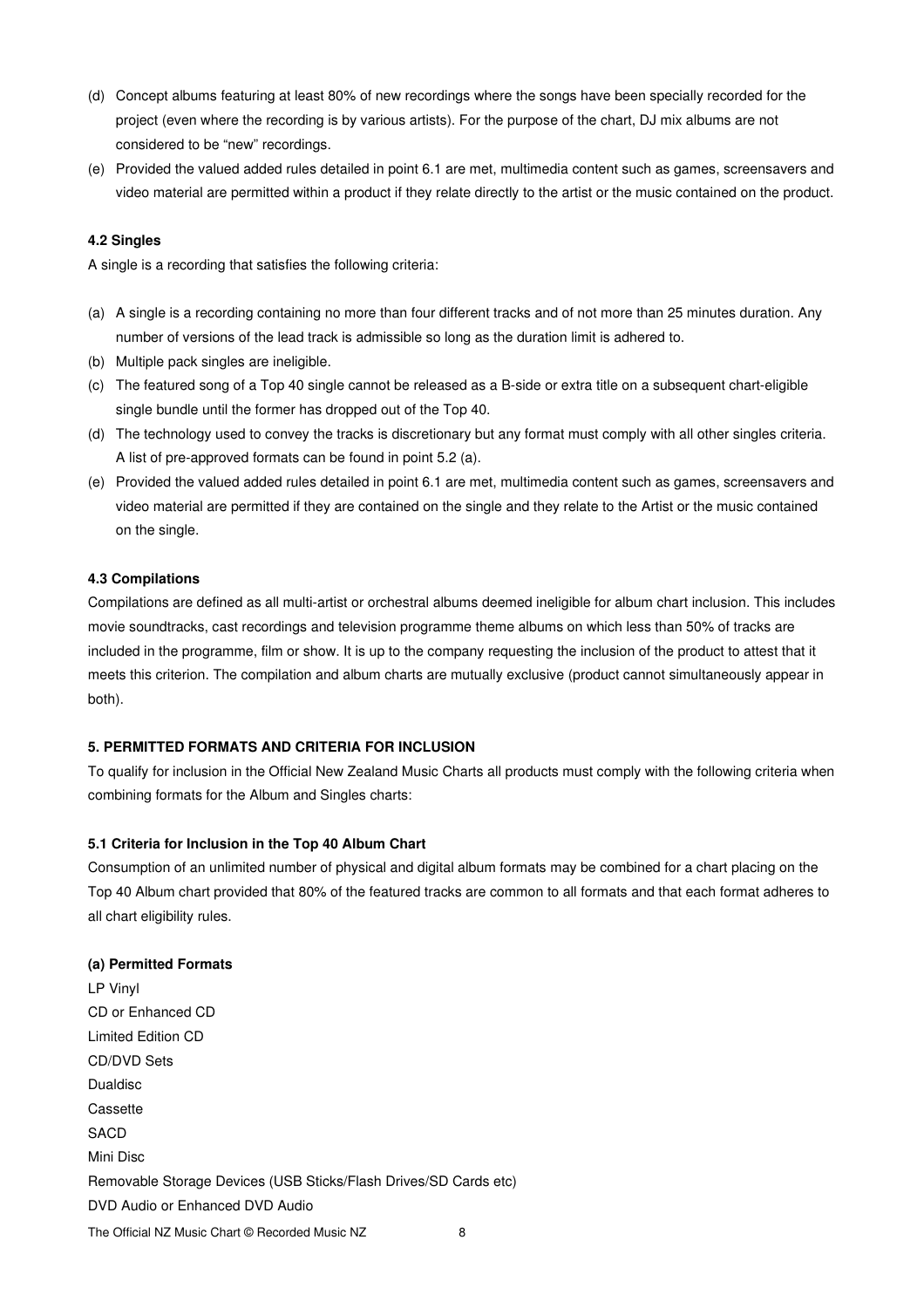(d) Concept albums featuring at least 80% of new recordings where the songs have been specially recorded for the project (even where the recording is by various artists). For the purpose of the chart, DJ mix albums are not considered to be "new" recordings.

(e) Provided the valued added rules detailed in point 6.1 are met, multimedia content such as games, screensavers and video material are permitted within a product if they relate directly to the artist or the music contained on the product.

### 4.2 Singles

A single is a recording that satisfies the following criteria:

(a) A single is a recording containing no more than four different tracks and of not more than 25 minutes duration. Any number of versions of the lead track is admissible so long as the duration limit is adhered to.

(b) Multiple pack singles are ineligible.

(c) The featured song of a Top 40 single cannot be released as a B-side or extra title on a subsequent chart-eligible single bundle until the former has dropped out of the Top 40.

(d) The technology used to convey the tracks is discretionary but any format must comply with all other singles criteria. A list of pre-approved formats can be found in point 5.2 (a).

(e) Provided the valued added rules detailed in point 6.1 are met, multimedia content such as games, screensavers and video material are permitted if they are contained on the single and they relate to the Artist or the music contained on the single.

### 4.3 Compilations

Compilations are defined as all multi-artist or orchestral albums deemed ineligible for album chart inclusion. This includes movie soundtracks, cast recordings and television programme theme albums on which less than 50% of tracks are included in the programme, film or show. It is up to the company requesting the inclusion of the product to attest that it meets this criterion. The compilation and album charts are mutually exclusive (product cannot simultaneously appear in both).

## 5. PERMITTED FORMATS AND CRITERIA FOR INCLUSION

To qualify for inclusion in the Official New Zealand Music Charts all products must comply with the following criteria when combining formats for the Album and Singles charts:

### 5.1 Criteria for Inclusion in the Top 40 Album Chart

Consumption of an unlimited number of physical and digital album formats may be combined for a chart placing on the Top 40 Album chart provided that 80% of the featured tracks are common to all formats and that each format adheres to all chart eligibility rules.

**(a) Permitted Formats**

LP Vinyl
CD or Enhanced CD
Limited Edition CD
CD/DVD Sets
Dualdisc
Cassette
SACD
Mini Disc
Removable Storage Devices (USB Sticks/Flash Drives/SD Cards etc)
DVD Audio or Enhanced DVD Audio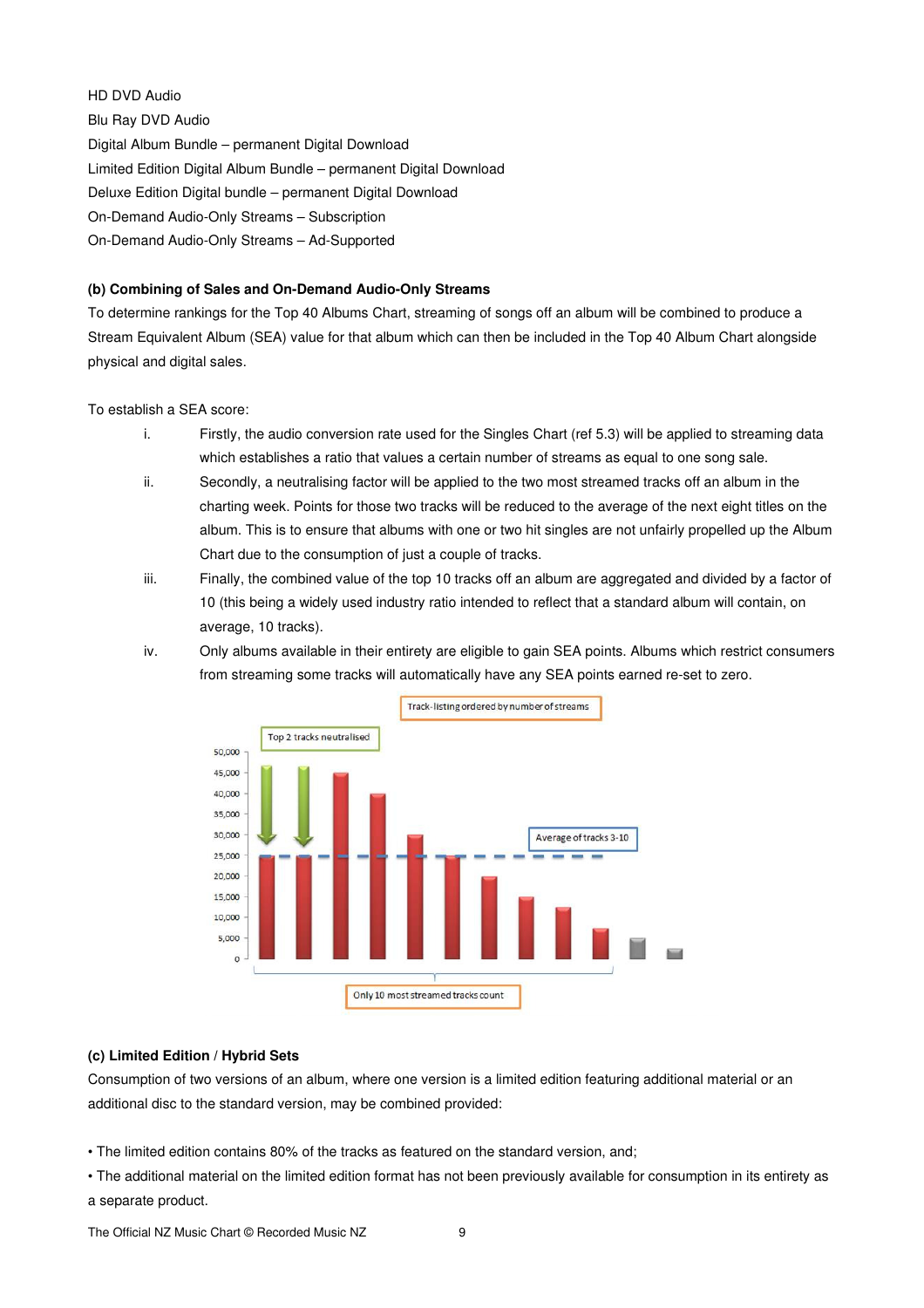HD DVD Audio

Blu Ray DVD Audio

Digital Album Bundle – permanent Digital Download

Limited Edition Digital Album Bundle – permanent Digital Download

Deluxe Edition Digital bundle – permanent Digital Download

On-Demand Audio-Only Streams – Subscription

On-Demand Audio-Only Streams – Ad-Supported

**(b) Combining of Sales and On-Demand Audio-Only Streams**

To determine rankings for the Top 40 Albums Chart, streaming of songs off an album will be combined to produce a Stream Equivalent Album (SEA) value for that album which can then be included in the Top 40 Album Chart alongside physical and digital sales.

To establish a SEA score:

i. Firstly, the audio conversion rate used for the Singles Chart (ref 5.3) will be applied to streaming data which establishes a ratio that values a certain number of streams as equal to one song sale.

ii. Secondly, a neutralising factor will be applied to the two most streamed tracks off an album in the charting week. Points for those two tracks will be reduced to the average of the next eight titles on the album. This is to ensure that albums with one or two hit singles are not unfairly propelled up the Album Chart due to the consumption of just a couple of tracks.

iii. Finally, the combined value of the top 10 tracks off an album are aggregated and divided by a factor of 10 (this being a widely used industry ratio intended to reflect that a standard album will contain, on average, 10 tracks).

iv. Only albums available in their entirety are eligible to gain SEA points. Albums which restrict consumers from streaming some tracks will automatically have any SEA points earned re-set to zero.

Track-listing ordered by number of streams

Top 2 tracks neutralised

Average of tracks 3-10

Only 10 most streamed tracks count

**(c) Limited Edition / Hybrid Sets**

Consumption of two versions of an album, where one version is a limited edition featuring additional material or an additional disc to the standard version, may be combined provided:

• The limited edition contains 80% of the tracks as featured on the standard version, and;

• The additional material on the limited edition format has not been previously available for consumption in its entirety as a separate product.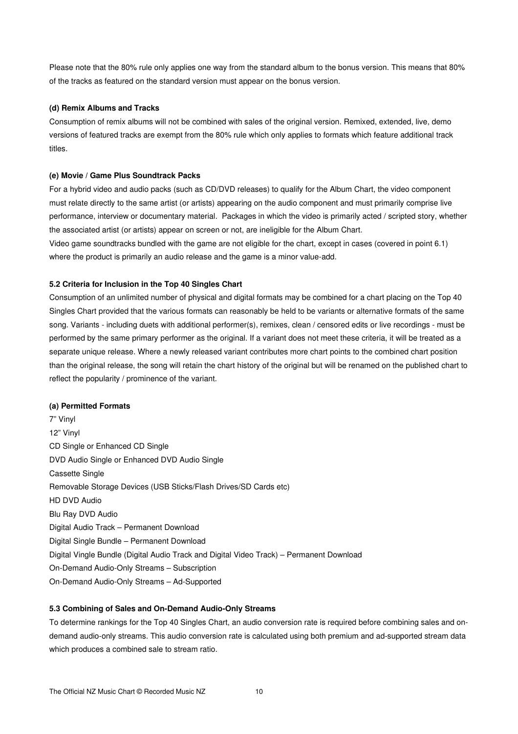Please note that the 80% rule only applies one way from the standard album to the bonus version. This means that 80% of the tracks as featured on the standard version must appear on the bonus version.

#### (d) Remix Albums and Tracks

Consumption of remix albums will not be combined with sales of the original version. Remixed, extended, live, demo versions of featured tracks are exempt from the 80% rule which only applies to formats which feature additional track titles.

#### (e) Movie / Game Plus Soundtrack Packs

For a hybrid video and audio packs (such as CD/DVD releases) to qualify for the Album Chart, the video component must relate directly to the same artist (or artists) appearing on the audio component and must primarily comprise live performance, interview or documentary material. Packages in which the video is primarily acted / scripted story, whether the associated artist (or artists) appear on screen or not, are ineligible for the Album Chart.

Video game soundtracks bundled with the game are not eligible for the chart, except in cases (covered in point 6.1) where the product is primarily an audio release and the game is a minor value-add.

### 5.2 Criteria for Inclusion in the Top 40 Singles Chart

Consumption of an unlimited number of physical and digital formats may be combined for a chart placing on the Top 40 Singles Chart provided that the various formats can reasonably be held to be variants or alternative formats of the same song. Variants - including duets with additional performer(s), remixes, clean / censored edits or live recordings - must be performed by the same primary performer as the original. If a variant does not meet these criteria, it will be treated as a separate unique release. Where a newly released variant contributes more chart points to the combined chart position than the original release, the song will retain the chart history of the original but will be renamed on the published chart to reflect the popularity / prominence of the variant.

#### (a) Permitted Formats

7" Vinyl
12" Vinyl
CD Single or Enhanced CD Single
DVD Audio Single or Enhanced DVD Audio Single
Cassette Single
Removable Storage Devices (USB Sticks/Flash Drives/SD Cards etc)
HD DVD Audio
Blu Ray DVD Audio
Digital Audio Track – Permanent Download
Digital Single Bundle – Permanent Download
Digital Vingle Bundle (Digital Audio Track and Digital Video Track) – Permanent Download
On-Demand Audio-Only Streams – Subscription
On-Demand Audio-Only Streams – Ad-Supported

### 5.3 Combining of Sales and On-Demand Audio-Only Streams

To determine rankings for the Top 40 Singles Chart, an audio conversion rate is required before combining sales and on-demand audio-only streams. This audio conversion rate is calculated using both premium and ad-supported stream data which produces a combined sale to stream ratio.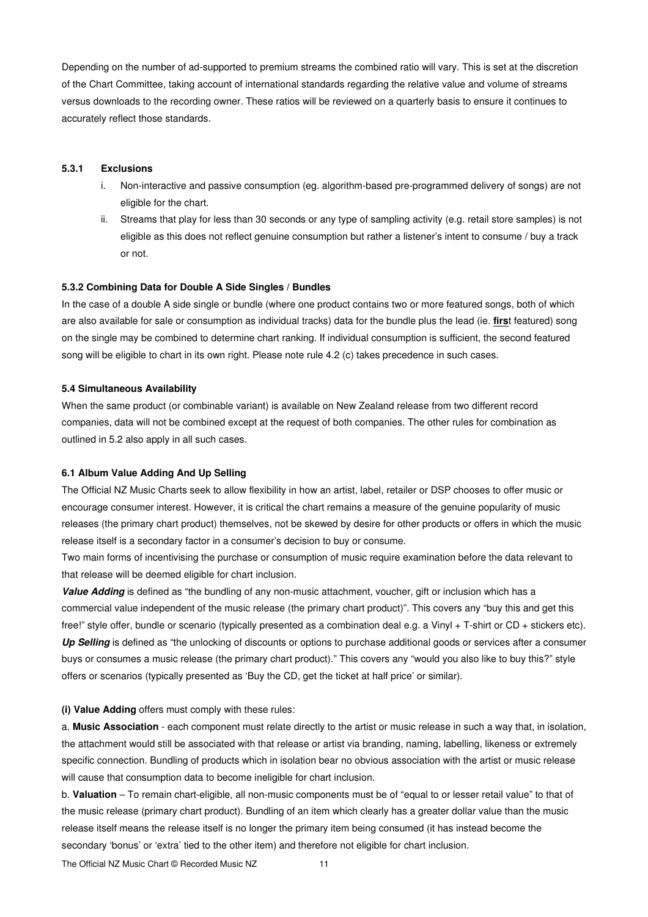Depending on the number of ad-supported to premium streams the combined ratio will vary. This is set at the discretion of the Chart Committee, taking account of international standards regarding the relative value and volume of streams versus downloads to the recording owner. These ratios will be reviewed on a quarterly basis to ensure it continues to accurately reflect those standards.

#### 5.3.1 Exclusions

i. Non-interactive and passive consumption (eg. algorithm-based pre-programmed delivery of songs) are not eligible for the chart.

ii. Streams that play for less than 30 seconds or any type of sampling activity (e.g. retail store samples) is not eligible as this does not reflect genuine consumption but rather a listener's intent to consume / buy a track or not.

#### 5.3.2 Combining Data for Double A Side Singles / Bundles

In the case of a double A side single or bundle (where one product contains two or more featured songs, both of which are also available for sale or consumption as individual tracks) data for the bundle plus the lead (ie. **firs**t featured) song on the single may be combined to determine chart ranking. If individual consumption is sufficient, the second featured song will be eligible to chart in its own right. Please note rule 4.2 (c) takes precedence in such cases.

### 5.4 Simultaneous Availability

When the same product (or combinable variant) is available on New Zealand release from two different record companies, data will not be combined except at the request of both companies. The other rules for combination as outlined in 5.2 also apply in all such cases.

### 6.1 Album Value Adding And Up Selling

The Official NZ Music Charts seek to allow flexibility in how an artist, label, retailer or DSP chooses to offer music or encourage consumer interest. However, it is critical the chart remains a measure of the genuine popularity of music releases (the primary chart product) themselves, not be skewed by desire for other products or offers in which the music release itself is a secondary factor in a consumer's decision to buy or consume.

Two main forms of incentivising the purchase or consumption of music require examination before the data relevant to that release will be deemed eligible for chart inclusion.

***Value Adding*** is defined as "the bundling of any non-music attachment, voucher, gift or inclusion which has a commercial value independent of the music release (the primary chart product)". This covers any "buy this and get this free!" style offer, bundle or scenario (typically presented as a combination deal e.g. a Vinyl + T-shirt or CD + stickers etc).

***Up Selling*** is defined as "the unlocking of discounts or options to purchase additional goods or services after a consumer buys or consumes a music release (the primary chart product)." This covers any "would you also like to buy this?" style offers or scenarios (typically presented as 'Buy the CD, get the ticket at half price' or similar).

**(i) Value Adding** offers must comply with these rules:

a. **Music Association** - each component must relate directly to the artist or music release in such a way that, in isolation, the attachment would still be associated with that release or artist via branding, naming, labelling, likeness or extremely specific connection. Bundling of products which in isolation bear no obvious association with the artist or music release will cause that consumption data to become ineligible for chart inclusion.

b. **Valuation** – To remain chart-eligible, all non-music components must be of "equal to or lesser retail value" to that of the music release (primary chart product). Bundling of an item which clearly has a greater dollar value than the music release itself means the release itself is no longer the primary item being consumed (it has instead become the secondary 'bonus' or 'extra' tied to the other item) and therefore not eligible for chart inclusion.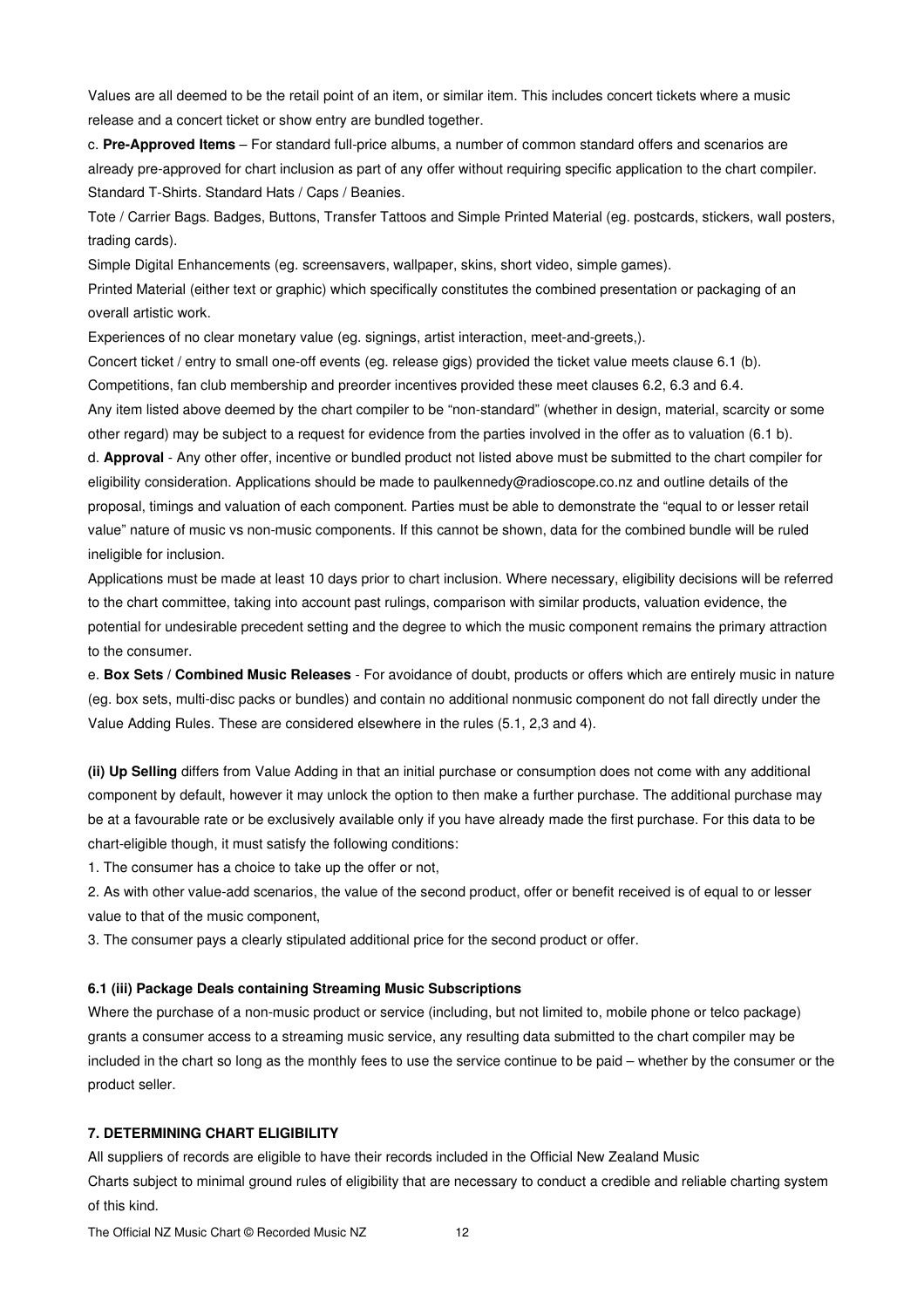Values are all deemed to be the retail point of an item, or similar item. This includes concert tickets where a music release and a concert ticket or show entry are bundled together.

c. **Pre-Approved Items** – For standard full-price albums, a number of common standard offers and scenarios are already pre-approved for chart inclusion as part of any offer without requiring specific application to the chart compiler.

Standard T-Shirts. Standard Hats / Caps / Beanies.

Tote / Carrier Bags. Badges, Buttons, Transfer Tattoos and Simple Printed Material (eg. postcards, stickers, wall posters, trading cards).

Simple Digital Enhancements (eg. screensavers, wallpaper, skins, short video, simple games).

Printed Material (either text or graphic) which specifically constitutes the combined presentation or packaging of an overall artistic work.

Experiences of no clear monetary value (eg. signings, artist interaction, meet-and-greets,).

Concert ticket / entry to small one-off events (eg. release gigs) provided the ticket value meets clause 6.1 (b).

Competitions, fan club membership and preorder incentives provided these meet clauses 6.2, 6.3 and 6.4.

Any item listed above deemed by the chart compiler to be "non-standard" (whether in design, material, scarcity or some other regard) may be subject to a request for evidence from the parties involved in the offer as to valuation (6.1 b).

d. **Approval** - Any other offer, incentive or bundled product not listed above must be submitted to the chart compiler for eligibility consideration. Applications should be made to paulkennedy@radioscope.co.nz and outline details of the proposal, timings and valuation of each component. Parties must be able to demonstrate the "equal to or lesser retail value" nature of music vs non-music components. If this cannot be shown, data for the combined bundle will be ruled ineligible for inclusion.

Applications must be made at least 10 days prior to chart inclusion. Where necessary, eligibility decisions will be referred to the chart committee, taking into account past rulings, comparison with similar products, valuation evidence, the potential for undesirable precedent setting and the degree to which the music component remains the primary attraction to the consumer.

e. **Box Sets / Combined Music Releases** - For avoidance of doubt, products or offers which are entirely music in nature (eg. box sets, multi-disc packs or bundles) and contain no additional nonmusic component do not fall directly under the Value Adding Rules. These are considered elsewhere in the rules (5.1, 2,3 and 4).

**(ii) Up Selling** differs from Value Adding in that an initial purchase or consumption does not come with any additional component by default, however it may unlock the option to then make a further purchase. The additional purchase may be at a favourable rate or be exclusively available only if you have already made the first purchase. For this data to be chart-eligible though, it must satisfy the following conditions:

1. The consumer has a choice to take up the offer or not,
2. As with other value-add scenarios, the value of the second product, offer or benefit received is of equal to or lesser value to that of the music component,
3. The consumer pays a clearly stipulated additional price for the second product or offer.

#### 6.1 (iii) Package Deals containing Streaming Music Subscriptions

Where the purchase of a non-music product or service (including, but not limited to, mobile phone or telco package) grants a consumer access to a streaming music service, any resulting data submitted to the chart compiler may be included in the chart so long as the monthly fees to use the service continue to be paid – whether by the consumer or the product seller.

### 7. DETERMINING CHART ELIGIBILITY

All suppliers of records are eligible to have their records included in the Official New Zealand Music Charts subject to minimal ground rules of eligibility that are necessary to conduct a credible and reliable charting system of this kind.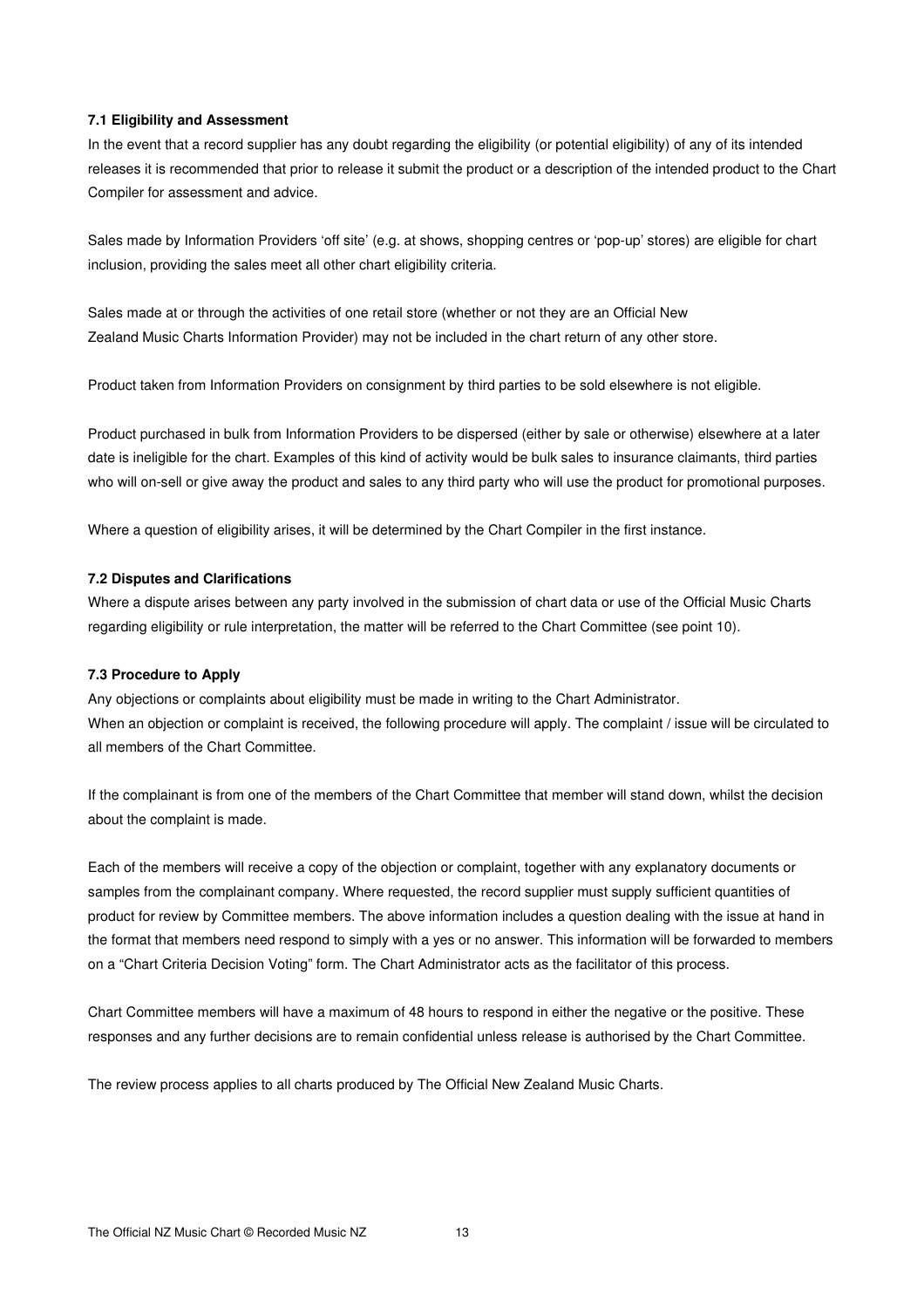### 7.1 Eligibility and Assessment

In the event that a record supplier has any doubt regarding the eligibility (or potential eligibility) of any of its intended releases it is recommended that prior to release it submit the product or a description of the intended product to the Chart Compiler for assessment and advice.

Sales made by Information Providers 'off site' (e.g. at shows, shopping centres or 'pop-up' stores) are eligible for chart inclusion, providing the sales meet all other chart eligibility criteria.

Sales made at or through the activities of one retail store (whether or not they are an Official New Zealand Music Charts Information Provider) may not be included in the chart return of any other store.

Product taken from Information Providers on consignment by third parties to be sold elsewhere is not eligible.

Product purchased in bulk from Information Providers to be dispersed (either by sale or otherwise) elsewhere at a later date is ineligible for the chart. Examples of this kind of activity would be bulk sales to insurance claimants, third parties who will on-sell or give away the product and sales to any third party who will use the product for promotional purposes.

Where a question of eligibility arises, it will be determined by the Chart Compiler in the first instance.

### 7.2 Disputes and Clarifications

Where a dispute arises between any party involved in the submission of chart data or use of the Official Music Charts regarding eligibility or rule interpretation, the matter will be referred to the Chart Committee (see point 10).

### 7.3 Procedure to Apply

Any objections or complaints about eligibility must be made in writing to the Chart Administrator.
When an objection or complaint is received, the following procedure will apply. The complaint / issue will be circulated to all members of the Chart Committee.

If the complainant is from one of the members of the Chart Committee that member will stand down, whilst the decision about the complaint is made.

Each of the members will receive a copy of the objection or complaint, together with any explanatory documents or samples from the complainant company. Where requested, the record supplier must supply sufficient quantities of product for review by Committee members. The above information includes a question dealing with the issue at hand in the format that members need respond to simply with a yes or no answer. This information will be forwarded to members on a "Chart Criteria Decision Voting" form. The Chart Administrator acts as the facilitator of this process.

Chart Committee members will have a maximum of 48 hours to respond in either the negative or the positive. These responses and any further decisions are to remain confidential unless release is authorised by the Chart Committee.

The review process applies to all charts produced by The Official New Zealand Music Charts.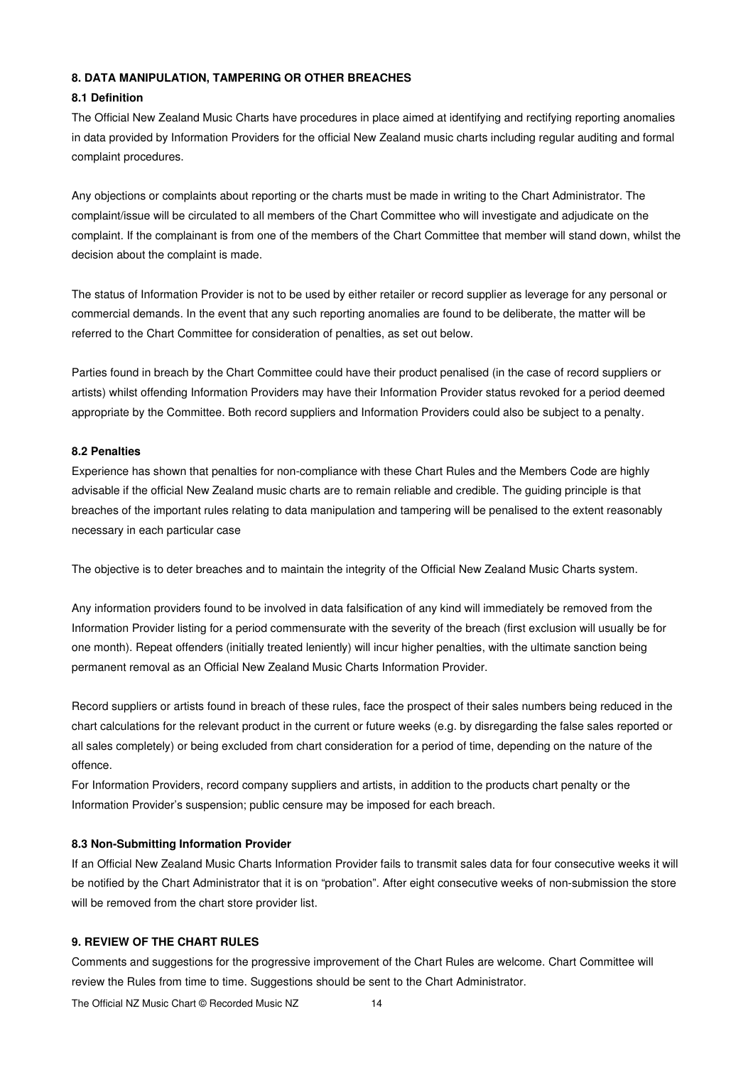## 8. DATA MANIPULATION, TAMPERING OR OTHER BREACHES

### 8.1 Definition

The Official New Zealand Music Charts have procedures in place aimed at identifying and rectifying reporting anomalies in data provided by Information Providers for the official New Zealand music charts including regular auditing and formal complaint procedures.

Any objections or complaints about reporting or the charts must be made in writing to the Chart Administrator. The complaint/issue will be circulated to all members of the Chart Committee who will investigate and adjudicate on the complaint. If the complainant is from one of the members of the Chart Committee that member will stand down, whilst the decision about the complaint is made.

The status of Information Provider is not to be used by either retailer or record supplier as leverage for any personal or commercial demands. In the event that any such reporting anomalies are found to be deliberate, the matter will be referred to the Chart Committee for consideration of penalties, as set out below.

Parties found in breach by the Chart Committee could have their product penalised (in the case of record suppliers or artists) whilst offending Information Providers may have their Information Provider status revoked for a period deemed appropriate by the Committee. Both record suppliers and Information Providers could also be subject to a penalty.

### 8.2 Penalties

Experience has shown that penalties for non-compliance with these Chart Rules and the Members Code are highly advisable if the official New Zealand music charts are to remain reliable and credible. The guiding principle is that breaches of the important rules relating to data manipulation and tampering will be penalised to the extent reasonably necessary in each particular case

The objective is to deter breaches and to maintain the integrity of the Official New Zealand Music Charts system.

Any information providers found to be involved in data falsification of any kind will immediately be removed from the Information Provider listing for a period commensurate with the severity of the breach (first exclusion will usually be for one month). Repeat offenders (initially treated leniently) will incur higher penalties, with the ultimate sanction being permanent removal as an Official New Zealand Music Charts Information Provider.

Record suppliers or artists found in breach of these rules, face the prospect of their sales numbers being reduced in the chart calculations for the relevant product in the current or future weeks (e.g. by disregarding the false sales reported or all sales completely) or being excluded from chart consideration for a period of time, depending on the nature of the offence.

For Information Providers, record company suppliers and artists, in addition to the products chart penalty or the Information Provider's suspension; public censure may be imposed for each breach.

### 8.3 Non-Submitting Information Provider

If an Official New Zealand Music Charts Information Provider fails to transmit sales data for four consecutive weeks it will be notified by the Chart Administrator that it is on "probation". After eight consecutive weeks of non-submission the store will be removed from the chart store provider list.

## 9. REVIEW OF THE CHART RULES

Comments and suggestions for the progressive improvement of the Chart Rules are welcome. Chart Committee will review the Rules from time to time. Suggestions should be sent to the Chart Administrator.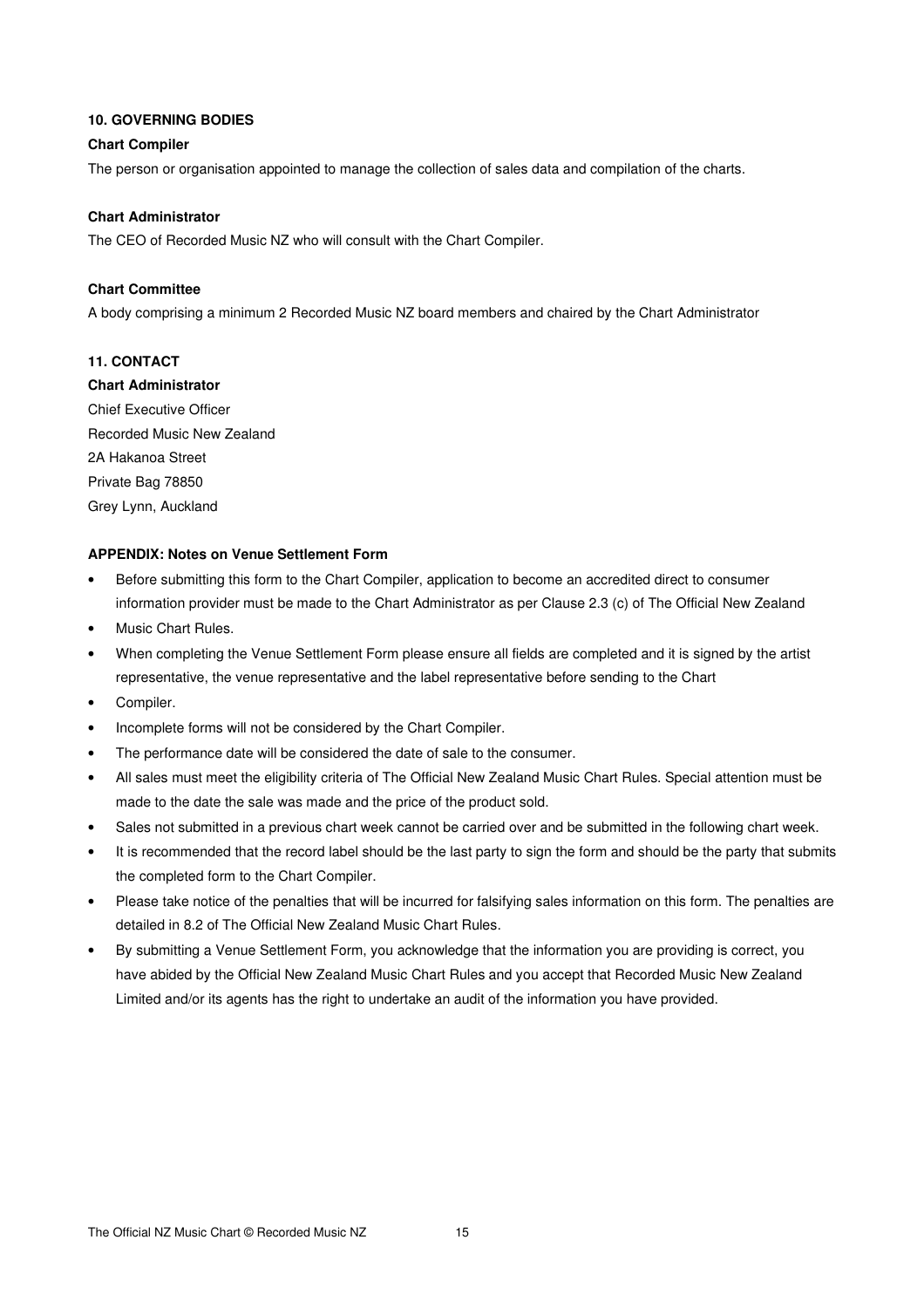**10. GOVERNING BODIES**

**Chart Compiler**

The person or organisation appointed to manage the collection of sales data and compilation of the charts.

**Chart Administrator**

The CEO of Recorded Music NZ who will consult with the Chart Compiler.

**Chart Committee**

A body comprising a minimum 2 Recorded Music NZ board members and chaired by the Chart Administrator

**11. CONTACT**

**Chart Administrator**

Chief Executive Officer
Recorded Music New Zealand
2A Hakanoa Street
Private Bag 78850
Grey Lynn, Auckland

**APPENDIX: Notes on Venue Settlement Form**

- Before submitting this form to the Chart Compiler, application to become an accredited direct to consumer information provider must be made to the Chart Administrator as per Clause 2.3 (c) of The Official New Zealand
- Music Chart Rules.
- When completing the Venue Settlement Form please ensure all fields are completed and it is signed by the artist representative, the venue representative and the label representative before sending to the Chart
- Compiler.
- Incomplete forms will not be considered by the Chart Compiler.
- The performance date will be considered the date of sale to the consumer.
- All sales must meet the eligibility criteria of The Official New Zealand Music Chart Rules. Special attention must be made to the date the sale was made and the price of the product sold.
- Sales not submitted in a previous chart week cannot be carried over and be submitted in the following chart week.
- It is recommended that the record label should be the last party to sign the form and should be the party that submits the completed form to the Chart Compiler.
- Please take notice of the penalties that will be incurred for falsifying sales information on this form. The penalties are detailed in 8.2 of The Official New Zealand Music Chart Rules.
- By submitting a Venue Settlement Form, you acknowledge that the information you are providing is correct, you have abided by the Official New Zealand Music Chart Rules and you accept that Recorded Music New Zealand Limited and/or its agents has the right to undertake an audit of the information you have provided.